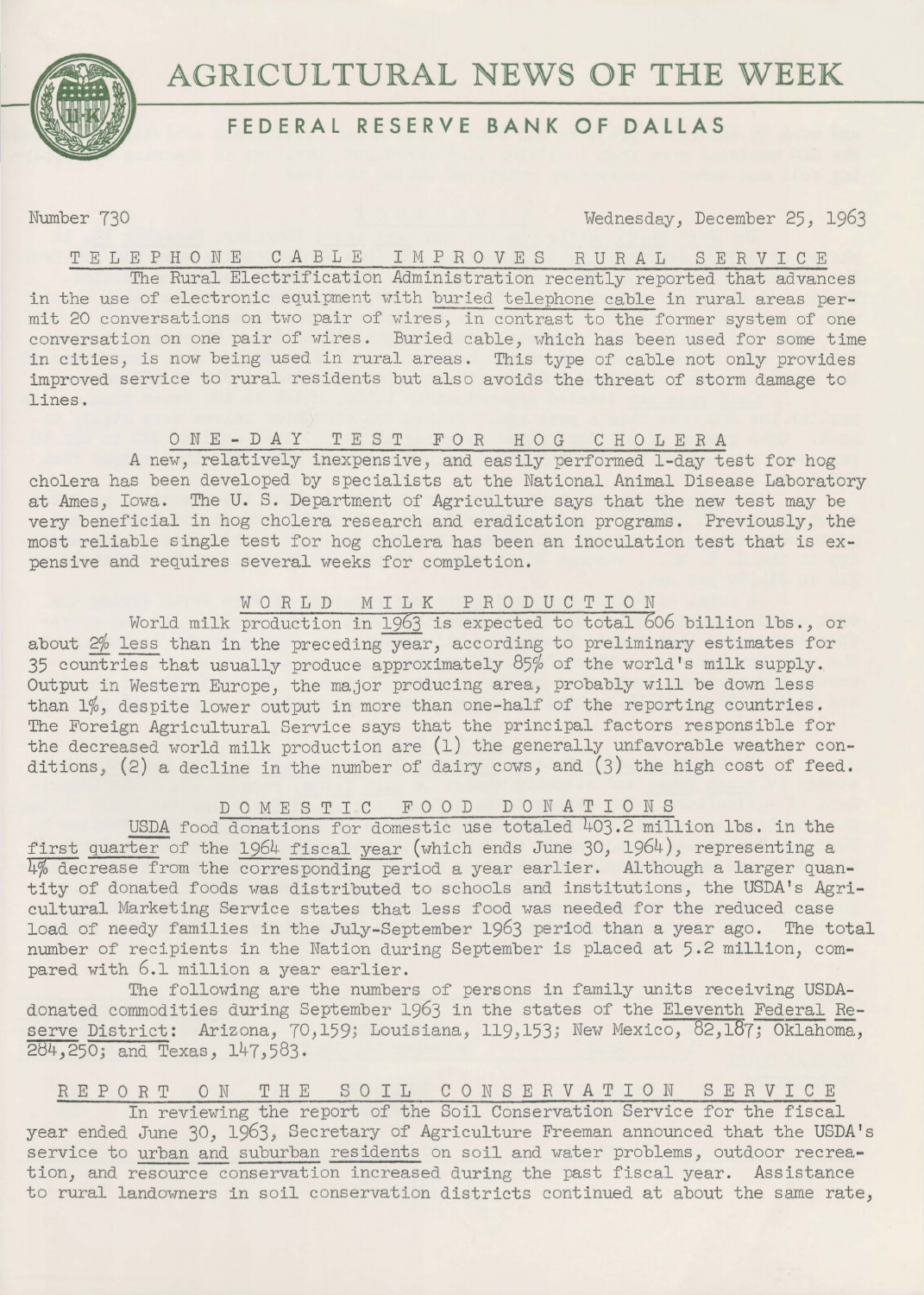# AGRICULTURAL NEWS OF THE WEEK

## FEDERAL RESERVE BANK OF DALLAS

Number 730 Wednesday, December 25, 1963

### TELEPHONE CABLE IMPROVES RURAL SERVICE

The Rural Electrification Administration recently reported that advances in the use of electronic equipment with buried telephone cable in rural areas permit 20 conversations on two pair of wires, in contrast to the former system of one conversation on one pair of wires. Buried cable, which has been used for some time in cities, is now being used in rural areas. This type of cable not only provides improved service to rural residents but also avoids the threat of storm damage to lines.

### ONE-DAY TEST FOR HOG CHOLERA

A new, relatively inexpensive, and easily performed 1-day test for hog cholera has been developed by specialists at the National Animal Disease Laboratory at Ames, Iowa. The U. S. Department of Agriculture says that the new test may be very beneficial in hog cholera research and eradication programs. Previously, the most reliable single test for hog cholera has been an inoculation test that is expensive and requires several weeks for completion.

### WORLD MILK PRODUCTION

World milk production in 1963 is expected to total 606 billion lbs., or about 2% less than in the preceding year, according to preliminary estimates for 35 countries that usually produce approximately 85% of the world's milk supply. Output in Western Europe, the major producing area, probably will be down less than 1%, despite lower output in more than one-half of the reporting countries. The Foreign Agricultural Service says that the principal factors responsible for the decreased world milk production are (1) the generally unfavorable weather conditions, (2) a decline in the number of dairy cows, and (3) the high cost of feed.

### DOMESTIC FOOD DONATIONS

USDA food donations for domestic use totaled 403.2 million lbs. in the first quarter of the 1964 fiscal year (which ends June 30, 1964), representing a 4% decrease from the corresponding period a year earlier. Although a larger quantity of donated foods was distributed to schools and institutions, the USDA's Agricultural Marketing Service states that less food was needed for the reduced case load of needy families in the July-September 1963 period than a year ago. The total number of recipients in the Nation during September is placed at 5.2 million, compared with 6.1 million a year earlier.

The following are the numbers of persons in family units receiving USDA-donated commodities during September 1963 in the states of the Eleventh Federal Reserve District: Arizona, 70,159; Louisiana, 119,153; New Mexico, 82,187; Oklahoma, 284,250; and Texas, 147,583.

### REPORT ON THE SOIL CONSERVATION SERVICE

In reviewing the report of the Soil Conservation Service for the fiscal year ended June 30, 1963, Secretary of Agriculture Freeman announced that the USDA's service to urban and suburban residents on soil and water problems, outdoor recreation, and resource conservation increased during the past fiscal year. Assistance to rural landowners in soil conservation districts continued at about the same rate,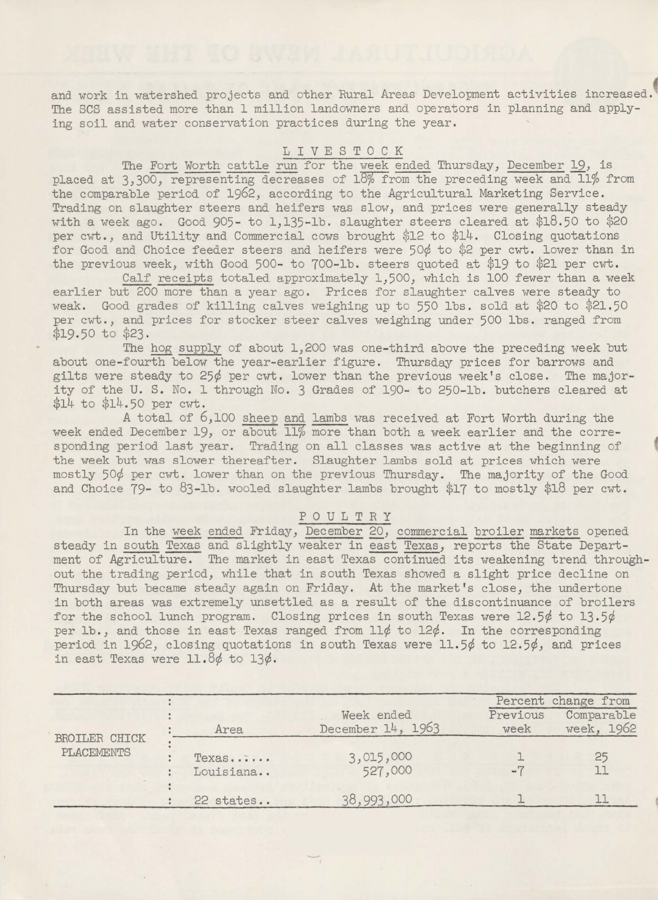and work in watershed projects and other Rural Areas Development activities increased. The SCS assisted more than 1 million landowners and operators in planning and applying soil and water conservation practices during the year.

## LIVESTOCK

The Fort Worth cattle run for the week ended Thursday, December 19, is placed at 3,300, representing decreases of 18% from the preceding week and 11% from the comparable period of 1962, according to the Agricultural Marketing Service. Trading on slaughter steers and heifers was slow, and prices were generally steady with a week ago. Good 905- to 1,135-lb. slaughter steers cleared at $18.50 to $20 per cwt., and Utility and Commercial cows brought $12 to $14. Closing quotations for Good and Choice feeder steers and heifers were 50¢ to $2 per cwt. lower than in the previous week, with Good 500- to 700-lb. steers quoted at $19 to $21 per cwt.

Calf receipts totaled approximately 1,500, which is 100 fewer than a week earlier but 200 more than a year ago. Prices for slaughter calves were steady to weak. Good grades of killing calves weighing up to 550 lbs. sold at $20 to $21.50 per cwt., and prices for stocker steer calves weighing under 500 lbs. ranged from $19.50 to $23.

The hog supply of about 1,200 was one-third above the preceding week but about one-fourth below the year-earlier figure. Thursday prices for barrows and gilts were steady to 25¢ per cwt. lower than the previous week's close. The majority of the U. S. No. 1 through No. 3 Grades of 190- to 250-lb. butchers cleared at $14 to $14.50 per cwt.

A total of 6,100 sheep and lambs was received at Fort Worth during the week ended December 19, or about 11% more than both a week earlier and the corresponding period last year. Trading on all classes was active at the beginning of the week but was slower thereafter. Slaughter lambs sold at prices which were mostly 50¢ per cwt. lower than on the previous Thursday. The majority of the Good and Choice 79- to 83-lb. wooled slaughter lambs brought $17 to mostly $18 per cwt.

## POULTRY

In the week ended Friday, December 20, commercial broiler markets opened steady in south Texas and slightly weaker in east Texas, reports the State Department of Agriculture. The market in east Texas continued its weakening trend throughout the trading period, while that in south Texas showed a slight price decline on Thursday but became steady again on Friday. At the market's close, the undertone in both areas was extremely unsettled as a result of the discontinuance of broilers for the school lunch program. Closing prices in south Texas were 12.5¢ to 13.5¢ per lb., and those in east Texas ranged from 11¢ to 12¢. In the corresponding period in 1962, closing quotations in south Texas were 11.5¢ to 12.5¢, and prices in east Texas were 11.8¢ to 13¢.

| | | | Percent change from | |
|---|---|---|---|---|
| | Area | Week ended December 14, 1963 | Previous week | Comparable week, 1962 |
| BROILER CHICK PLACEMENTS | Texas...... | 3,015,000 | 1 | 25 |
| | Louisiana.. | 527,000 | -7 | 11 |
| | 22 states.. | 38,993,000 | 1 | 11 |